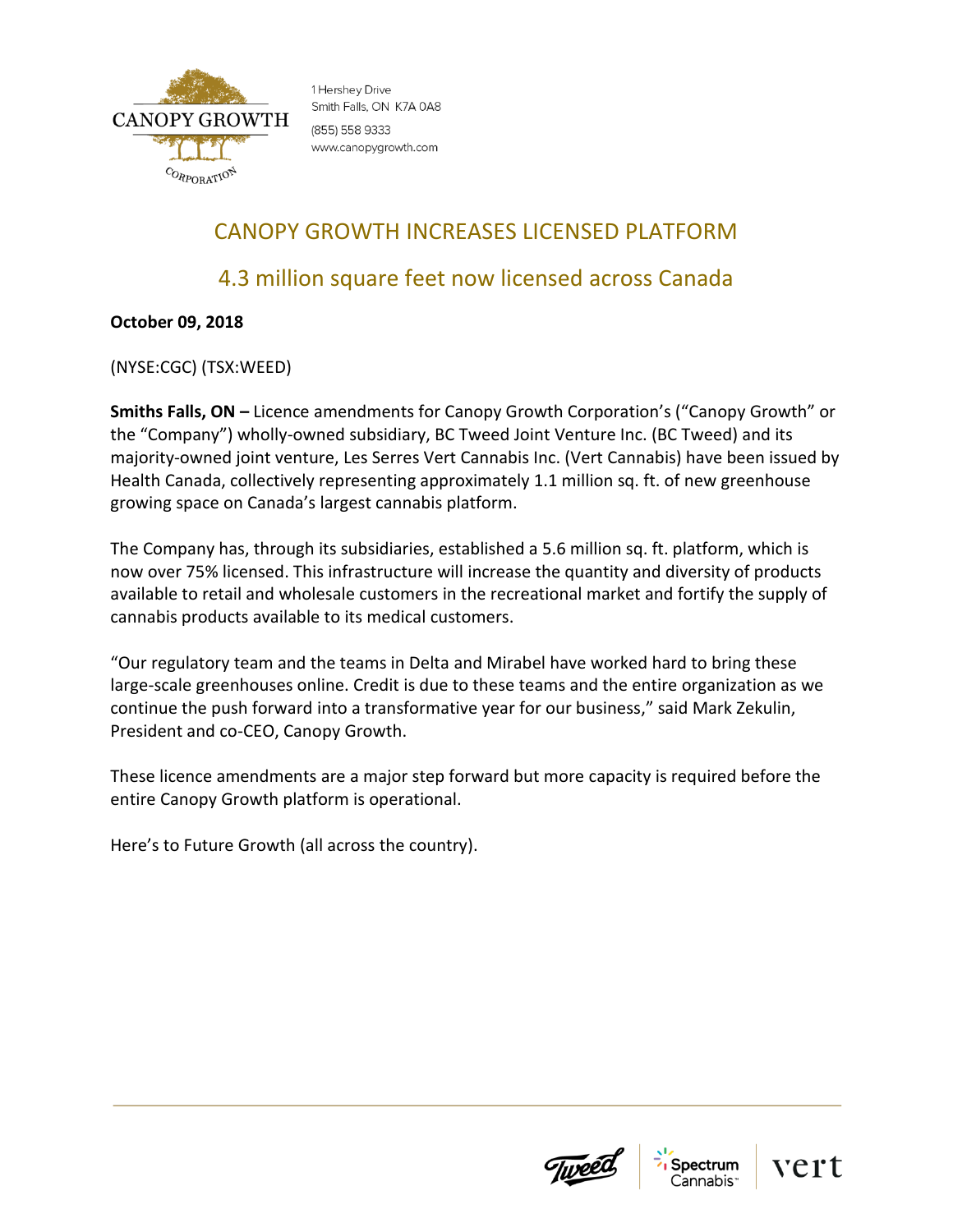CANOPY GROWTH CORPORATION

1 Hershey Drive
Smith Falls, ON K7A 0A8
(855) 558 9333
www.canopygrowth.com

# CANOPY GROWTH INCREASES LICENSED PLATFORM

## 4.3 million square feet now licensed across Canada

**October 09, 2018**

(NYSE:CGC) (TSX:WEED)

**Smiths Falls, ON –** Licence amendments for Canopy Growth Corporation's ("Canopy Growth" or the "Company") wholly-owned subsidiary, BC Tweed Joint Venture Inc. (BC Tweed) and its majority-owned joint venture, Les Serres Vert Cannabis Inc. (Vert Cannabis) have been issued by Health Canada, collectively representing approximately 1.1 million sq. ft. of new greenhouse growing space on Canada's largest cannabis platform.

The Company has, through its subsidiaries, established a 5.6 million sq. ft. platform, which is now over 75% licensed. This infrastructure will increase the quantity and diversity of products available to retail and wholesale customers in the recreational market and fortify the supply of cannabis products available to its medical customers.

"Our regulatory team and the teams in Delta and Mirabel have worked hard to bring these large-scale greenhouses online. Credit is due to these teams and the entire organization as we continue the push forward into a transformative year for our business," said Mark Zekulin, President and co-CEO, Canopy Growth.

These licence amendments are a major step forward but more capacity is required before the entire Canopy Growth platform is operational.

Here's to Future Growth (all across the country).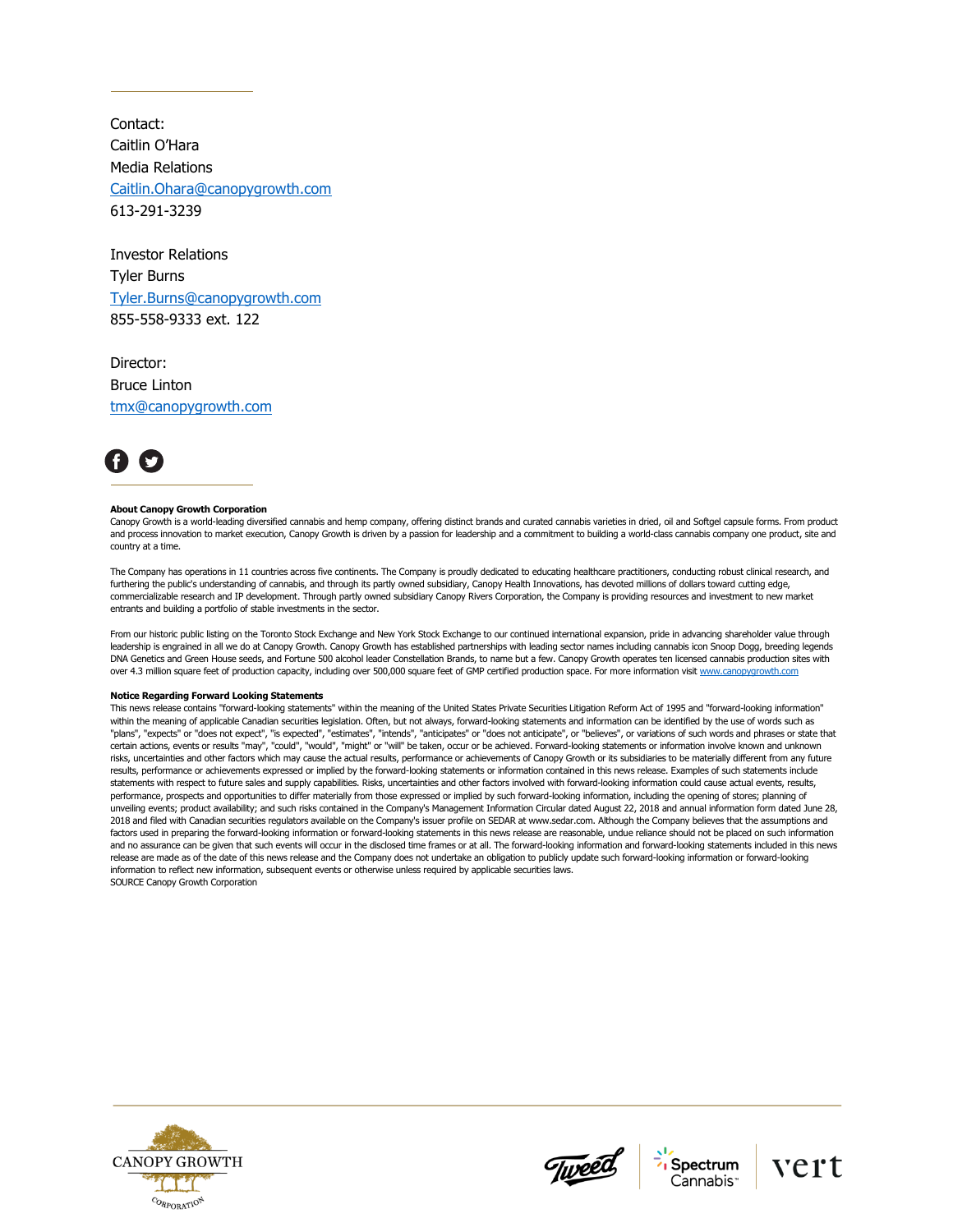Contact:
Caitlin O'Hara
Media Relations
Caitlin.Ohara@canopygrowth.com
613-291-3239

Investor Relations
Tyler Burns
Tyler.Burns@canopygrowth.com
855-558-9333 ext. 122

Director:
Bruce Linton
tmx@canopygrowth.com

**About Canopy Growth Corporation**

Canopy Growth is a world-leading diversified cannabis and hemp company, offering distinct brands and curated cannabis varieties in dried, oil and Softgel capsule forms. From product and process innovation to market execution, Canopy Growth is driven by a passion for leadership and a commitment to building a world-class cannabis company one product, site and country at a time.

The Company has operations in 11 countries across five continents. The Company is proudly dedicated to educating healthcare practitioners, conducting robust clinical research, and furthering the public's understanding of cannabis, and through its partly owned subsidiary, Canopy Health Innovations, has devoted millions of dollars toward cutting edge, commercializable research and IP development. Through partly owned subsidiary Canopy Rivers Corporation, the Company is providing resources and investment to new market entrants and building a portfolio of stable investments in the sector.

From our historic public listing on the Toronto Stock Exchange and New York Stock Exchange to our continued international expansion, pride in advancing shareholder value through leadership is engrained in all we do at Canopy Growth. Canopy Growth has established partnerships with leading sector names including cannabis icon Snoop Dogg, breeding legends DNA Genetics and Green House seeds, and Fortune 500 alcohol leader Constellation Brands, to name but a few. Canopy Growth operates ten licensed cannabis production sites with over 4.3 million square feet of production capacity, including over 500,000 square feet of GMP certified production space. For more information visit www.canopygrowth.com

**Notice Regarding Forward Looking Statements**

This news release contains "forward-looking statements" within the meaning of the United States Private Securities Litigation Reform Act of 1995 and "forward-looking information" within the meaning of applicable Canadian securities legislation. Often, but not always, forward-looking statements and information can be identified by the use of words such as "plans", "expects" or "does not expect", "is expected", "estimates", "intends", "anticipates" or "does not anticipate", or "believes", or variations of such words and phrases or state that certain actions, events or results "may", "could", "would", "might" or "will" be taken, occur or be achieved. Forward-looking statements or information involve known and unknown risks, uncertainties and other factors which may cause the actual results, performance or achievements of Canopy Growth or its subsidiaries to be materially different from any future results, performance or achievements expressed or implied by the forward-looking statements or information contained in this news release. Examples of such statements include statements with respect to future sales and supply capabilities. Risks, uncertainties and other factors involved with forward-looking information could cause actual events, results, performance, prospects and opportunities to differ materially from those expressed or implied by such forward-looking information, including the opening of stores; planning of unveiling events; product availability; and such risks contained in the Company's Management Information Circular dated August 22, 2018 and annual information form dated June 28, 2018 and filed with Canadian securities regulators available on the Company's issuer profile on SEDAR at www.sedar.com. Although the Company believes that the assumptions and factors used in preparing the forward-looking information or forward-looking statements in this news release are reasonable, undue reliance should not be placed on such information and no assurance can be given that such events will occur in the disclosed time frames or at all. The forward-looking information and forward-looking statements included in this news release are made as of the date of this news release and the Company does not undertake an obligation to publicly update such forward-looking information or forward-looking information to reflect new information, subsequent events or otherwise unless required by applicable securities laws.

SOURCE Canopy Growth Corporation

CANOPY GROWTH CORPORATION

Tweed

Spectrum Cannabis™

vert